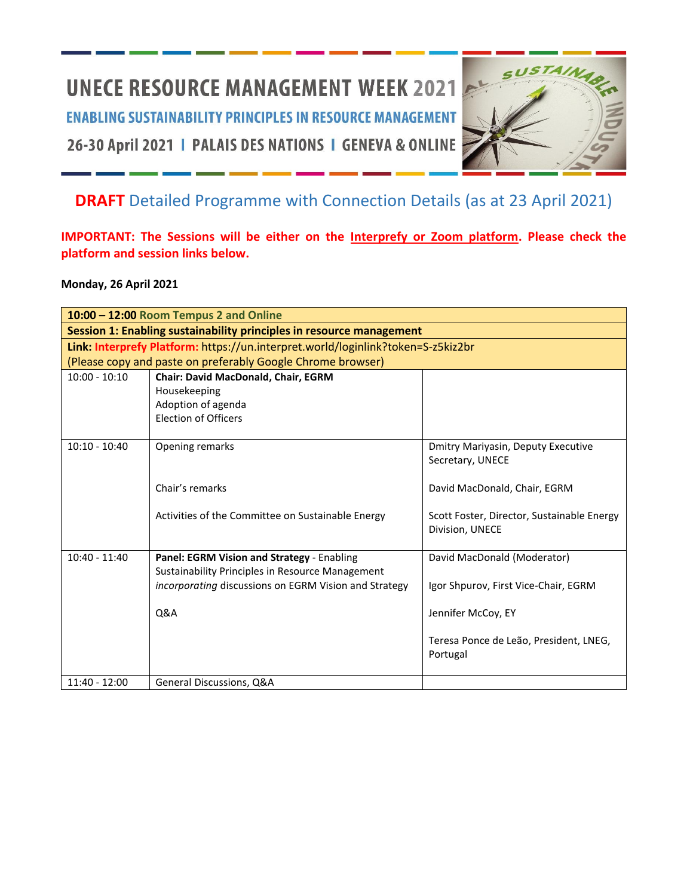# UNECE RESOURCE MANAGEMENT WEEK 2021

## ENABLING SUSTAINABILITY PRINCIPLES IN RESOURCE MANAGEMENT

26-30 April 2021 | PALAIS DES NATIONS | GENEVA & ONLINE

## DRAFT Detailed Programme with Connection Details (as at 23 April 2021)

**IMPORTANT: The Sessions will be either on the Interprefy or Zoom platform. Please check the platform and session links below.**

**Monday, 26 April 2021**

| **10:00 – 12:00** Room Tempus 2 and Online | | |
|---|---|---|
| **Session 1: Enabling sustainability principles in resource management** | | |
| **Link: Interprefy Platform:** https://un.interpret.world/loginlink?token=S-z5kiz2br (Please copy and paste on preferably Google Chrome browser) | | |
| 10:00 - 10:10 | **Chair: David MacDonald, Chair, EGRM**<br>Housekeeping<br>Adoption of agenda<br>Election of Officers | |
| 10:10 - 10:40 | Opening remarks<br><br>Chair's remarks<br><br>Activities of the Committee on Sustainable Energy | Dmitry Mariyasin, Deputy Executive Secretary, UNECE<br><br>David MacDonald, Chair, EGRM<br><br>Scott Foster, Director, Sustainable Energy Division, UNECE |
| 10:40 - 11:40 | **Panel: EGRM Vision and Strategy** - Enabling Sustainability Principles in Resource Management *incorporating* discussions on EGRM Vision and Strategy<br><br>Q&A | David MacDonald (Moderator)<br><br>Igor Shpurov, First Vice-Chair, EGRM<br><br>Jennifer McCoy, EY<br><br>Teresa Ponce de Leão, President, LNEG, Portugal |
| 11:40 - 12:00 | General Discussions, Q&A | |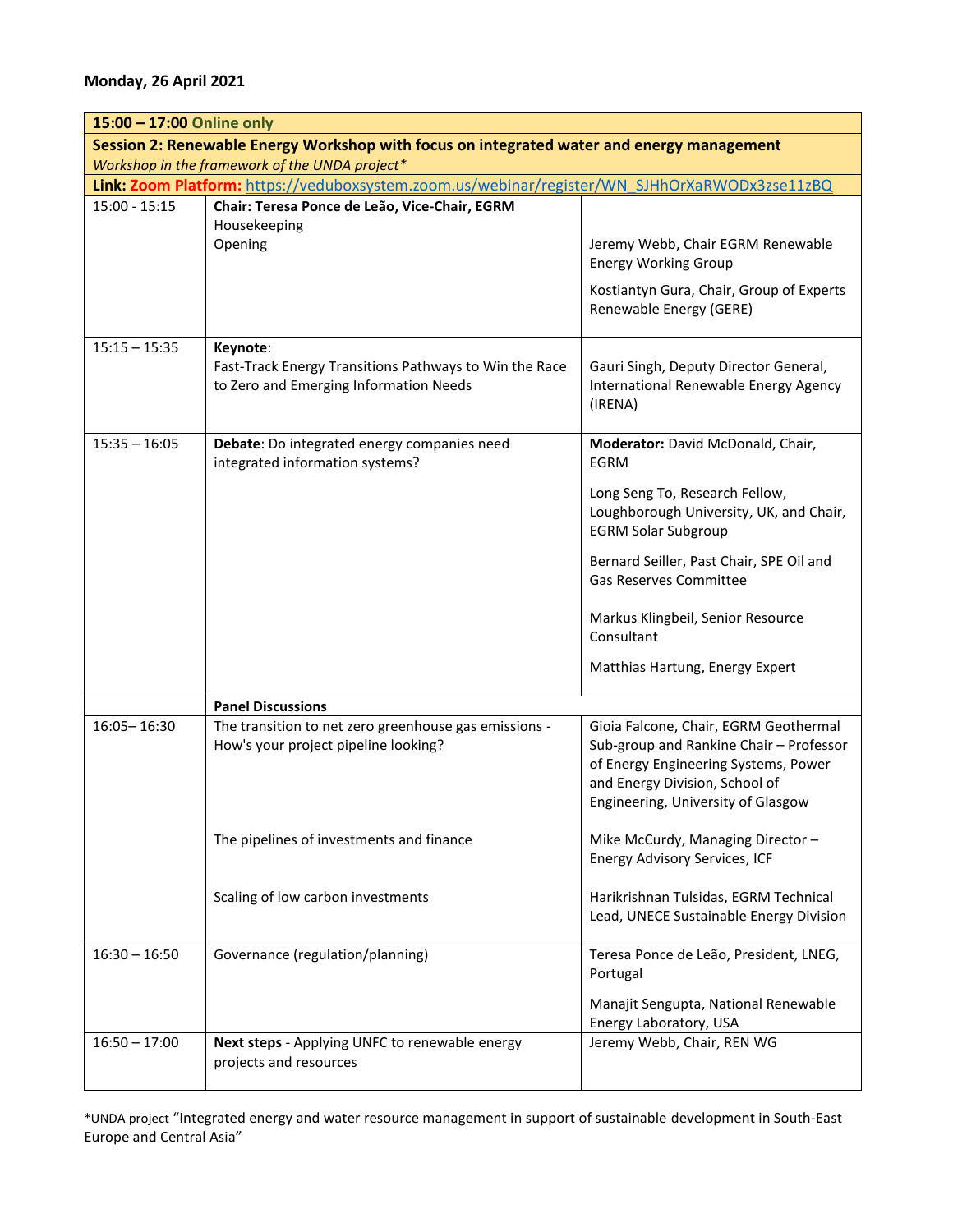**Monday, 26 April 2021**

| **15:00 – 17:00 Online only** | | |
|---|---|---|
| **Session 2: Renewable Energy Workshop with focus on integrated water and energy management** *Workshop in the framework of the UNDA project** | | |
| **Link: Zoom Platform:** https://veduboxsystem.zoom.us/webinar/register/WN_SJHhOrXaRWODx3zse11zBQ | | |
| 15:00 - 15:15 | **Chair: Teresa Ponce de Leão, Vice-Chair, EGRM**<br>Housekeeping<br>Opening | Jeremy Webb, Chair EGRM Renewable Energy Working Group<br>Kostiantyn Gura, Chair, Group of Experts Renewable Energy (GERE) |
| 15:15 – 15:35 | **Keynote**:<br>Fast-Track Energy Transitions Pathways to Win the Race to Zero and Emerging Information Needs | Gauri Singh, Deputy Director General, International Renewable Energy Agency (IRENA) |
| 15:35 – 16:05 | **Debate**: Do integrated energy companies need integrated information systems? | **Moderator:** David McDonald, Chair, EGRM<br>Long Seng To, Research Fellow, Loughborough University, UK, and Chair, EGRM Solar Subgroup<br>Bernard Seiller, Past Chair, SPE Oil and Gas Reserves Committee<br>Markus Klingbeil, Senior Resource Consultant<br>Matthias Hartung, Energy Expert |
| | **Panel Discussions** | |
| 16:05– 16:30 | The transition to net zero greenhouse gas emissions - How's your project pipeline looking? | Gioia Falcone, Chair, EGRM Geothermal Sub-group and Rankine Chair – Professor of Energy Engineering Systems, Power and Energy Division, School of Engineering, University of Glasgow |
| | The pipelines of investments and finance | Mike McCurdy, Managing Director – Energy Advisory Services, ICF |
| | Scaling of low carbon investments | Harikrishnan Tulsidas, EGRM Technical Lead, UNECE Sustainable Energy Division |
| 16:30 – 16:50 | Governance (regulation/planning) | Teresa Ponce de Leão, President, LNEG, Portugal<br>Manajit Sengupta, National Renewable Energy Laboratory, USA |
| 16:50 – 17:00 | **Next steps** - Applying UNFC to renewable energy projects and resources | Jeremy Webb, Chair, REN WG |

*UNDA project "Integrated energy and water resource management in support of sustainable development in South-East Europe and Central Asia"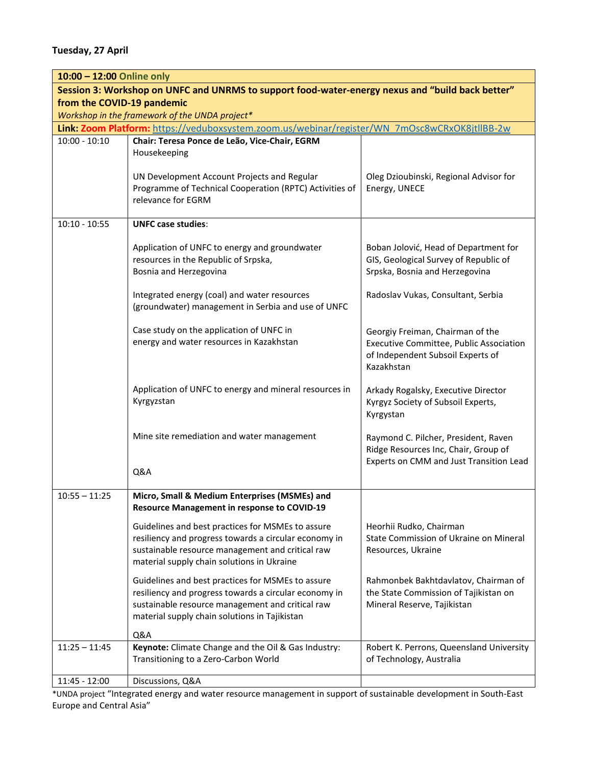**Tuesday, 27 April**

| **10:00 – 12:00 Online only** | | |
|---|---|---|
| **Session 3: Workshop on UNFC and UNRMS to support food-water-energy nexus and "build back better" from the COVID-19 pandemic** *Workshop in the framework of the UNDA project** | | |
| **Link: Zoom Platform:** https://veduboxsystem.zoom.us/webinar/register/WN_7mOsc8wCRxOK8jtllBB-2w | | |
| 10:00 - 10:10 | **Chair: Teresa Ponce de Leão, Vice-Chair, EGRM** Housekeeping | |
| | UN Development Account Projects and Regular Programme of Technical Cooperation (RPTC) Activities of relevance for EGRM | Oleg Dzioubinski, Regional Advisor for Energy, UNECE |
| 10:10 - 10:55 | **UNFC case studies**: | |
| | Application of UNFC to energy and groundwater resources in the Republic of Srpska, Bosnia and Herzegovina | Boban Jolović, Head of Department for GIS, Geological Survey of Republic of Srpska, Bosnia and Herzegovina |
| | Integrated energy (coal) and water resources (groundwater) management in Serbia and use of UNFC | Radoslav Vukas, Consultant, Serbia |
| | Case study on the application of UNFC in energy and water resources in Kazakhstan | Georgiy Freiman, Chairman of the Executive Committee, Public Association of Independent Subsoil Experts of Kazakhstan |
| | Application of UNFC to energy and mineral resources in Kyrgyzstan | Arkady Rogalsky, Executive Director Kyrgyz Society of Subsoil Experts, Kyrgystan |
| | Mine site remediation and water management | Raymond C. Pilcher, President, Raven Ridge Resources Inc, Chair, Group of Experts on CMM and Just Transition Lead |
| | Q&A | |
| 10:55 – 11:25 | **Micro, Small & Medium Enterprises (MSMEs) and Resource Management in response to COVID-19** | |
| | Guidelines and best practices for MSMEs to assure resiliency and progress towards a circular economy in sustainable resource management and critical raw material supply chain solutions in Ukraine | Heorhii Rudko, Chairman State Commission of Ukraine on Mineral Resources, Ukraine |
| | Guidelines and best practices for MSMEs to assure resiliency and progress towards a circular economy in sustainable resource management and critical raw material supply chain solutions in Tajikistan | Rahmonbek Bakhtdavlatov, Chairman of the State Commission of Tajikistan on Mineral Reserve, Tajikistan |
| | Q&A | |
| 11:25 – 11:45 | **Keynote:** Climate Change and the Oil & Gas Industry: Transitioning to a Zero-Carbon World | Robert K. Perrons, Queensland University of Technology, Australia |
| 11:45 - 12:00 | Discussions, Q&A | |

*UNDA project "Integrated energy and water resource management in support of sustainable development in South-East Europe and Central Asia"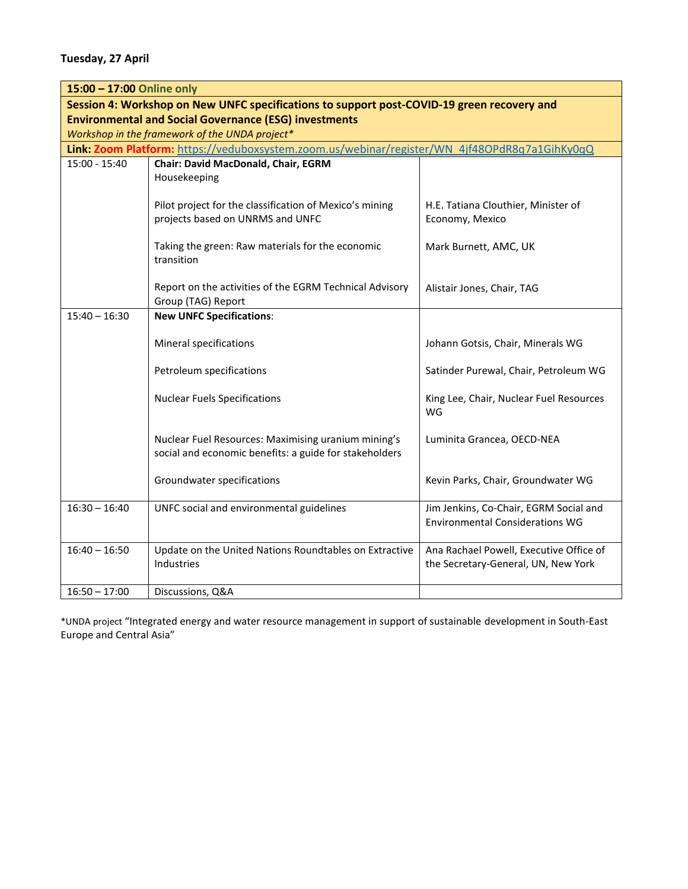**Tuesday, 27 April**

| **15:00 – 17:00 Online only** | | |
|---|---|---|
| **Session 4: Workshop on New UNFC specifications to support post-COVID-19 green recovery and Environmental and Social Governance (ESG) investments** *Workshop in the framework of the UNDA project** | | |
| **Link: Zoom Platform:** https://veduboxsystem.zoom.us/webinar/register/WN_4jf48OPdR8q7a1GihKy0qQ | | |
| 15:00 - 15:40 | **Chair: David MacDonald, Chair, EGRM** Housekeeping | |
| | Pilot project for the classification of Mexico's mining projects based on UNRMS and UNFC | H.E. Tatiana Clouthier, Minister of Economy, Mexico |
| | Taking the green: Raw materials for the economic transition | Mark Burnett, AMC, UK |
| | Report on the activities of the EGRM Technical Advisory Group (TAG) Report | Alistair Jones, Chair, TAG |
| 15:40 – 16:30 | **New UNFC Specifications**: | |
| | Mineral specifications | Johann Gotsis, Chair, Minerals WG |
| | Petroleum specifications | Satinder Purewal, Chair, Petroleum WG |
| | Nuclear Fuels Specifications | King Lee, Chair, Nuclear Fuel Resources WG |
| | Nuclear Fuel Resources: Maximising uranium mining's social and economic benefits: a guide for stakeholders | Luminita Grancea, OECD-NEA |
| | Groundwater specifications | Kevin Parks, Chair, Groundwater WG |
| 16:30 – 16:40 | UNFC social and environmental guidelines | Jim Jenkins, Co-Chair, EGRM Social and Environmental Considerations WG |
| 16:40 – 16:50 | Update on the United Nations Roundtables on Extractive Industries | Ana Rachael Powell, Executive Office of the Secretary-General, UN, New York |
| 16:50 – 17:00 | Discussions, Q&A | |

*UNDA project "Integrated energy and water resource management in support of sustainable development in South-East Europe and Central Asia"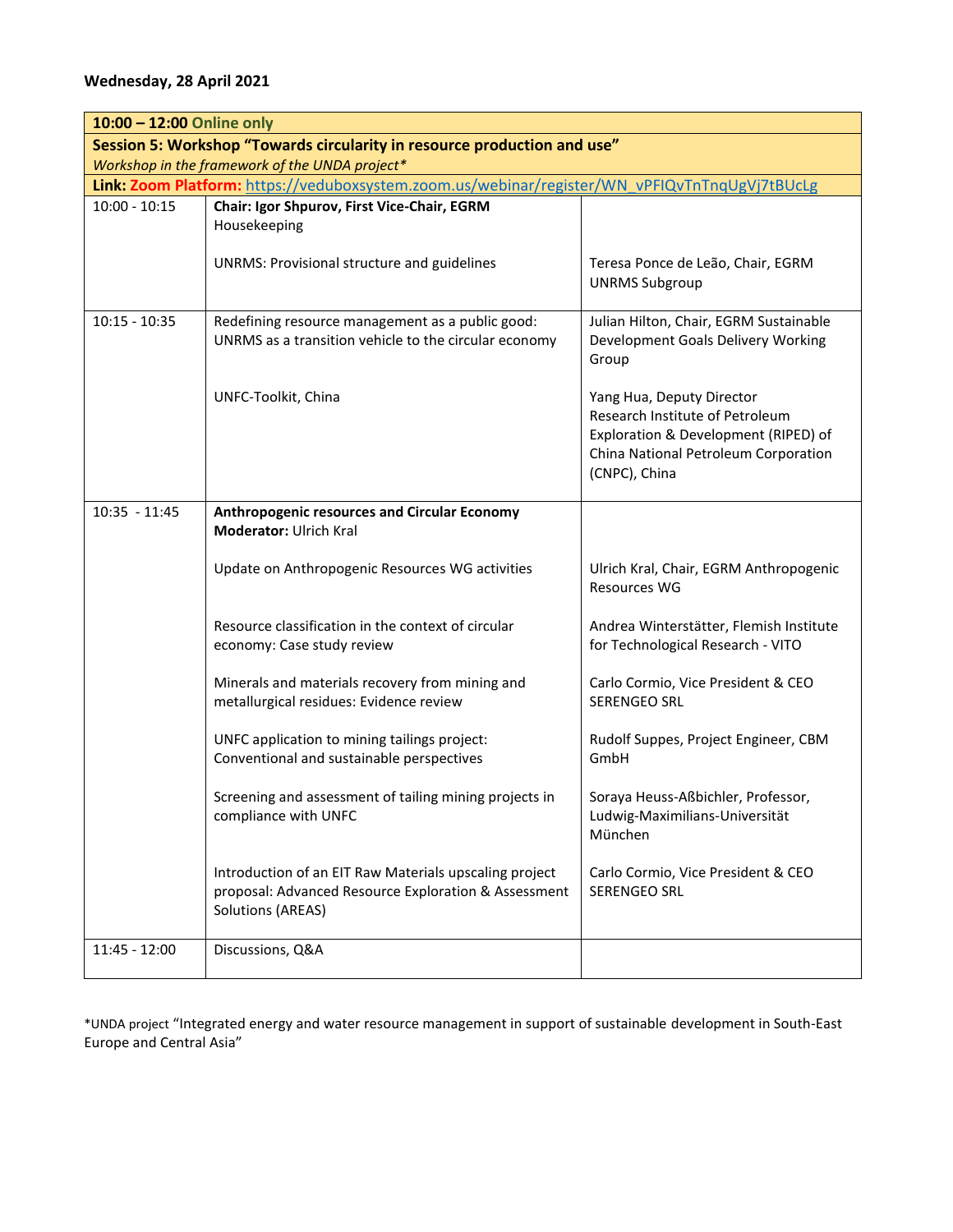**Wednesday, 28 April 2021**

| **10:00 – 12:00 Online only** | | |
|---|---|---|
| **Session 5: Workshop "Towards circularity in resource production and use"**<br>*Workshop in the framework of the UNDA project** | | |
| **Link: Zoom Platform:** https://veduboxsystem.zoom.us/webinar/register/WN_vPFIQvTnTnqUgVj7tBUcLg | | |
| 10:00 - 10:15 | **Chair: Igor Shpurov, First Vice-Chair, EGRM**<br>Housekeeping<br><br>UNRMS: Provisional structure and guidelines | <br><br><br>Teresa Ponce de Leão, Chair, EGRM UNRMS Subgroup |
| 10:15 - 10:35 | Redefining resource management as a public good: UNRMS as a transition vehicle to the circular economy<br><br>UNFC-Toolkit, China | Julian Hilton, Chair, EGRM Sustainable Development Goals Delivery Working Group<br><br>Yang Hua, Deputy Director Research Institute of Petroleum Exploration & Development (RIPED) of China National Petroleum Corporation (CNPC), China |
| 10:35 - 11:45 | **Anthropogenic resources and Circular Economy**<br>**Moderator:** Ulrich Kral<br><br>Update on Anthropogenic Resources WG activities<br><br>Resource classification in the context of circular economy: Case study review<br><br>Minerals and materials recovery from mining and metallurgical residues: Evidence review<br><br>UNFC application to mining tailings project: Conventional and sustainable perspectives<br><br>Screening and assessment of tailing mining projects in compliance with UNFC<br><br>Introduction of an EIT Raw Materials upscaling project proposal: Advanced Resource Exploration & Assessment Solutions (AREAS) | <br><br><br>Ulrich Kral, Chair, EGRM Anthropogenic Resources WG<br><br>Andrea Winterstätter, Flemish Institute for Technological Research - VITO<br><br>Carlo Cormio, Vice President & CEO SERENGEO SRL<br><br>Rudolf Suppes, Project Engineer, CBM GmbH<br><br>Soraya Heuss-Aßbichler, Professor, Ludwig-Maximilians-Universität München<br><br>Carlo Cormio, Vice President & CEO SERENGEO SRL |
| 11:45 - 12:00 | Discussions, Q&A | |

*UNDA project "Integrated energy and water resource management in support of sustainable development in South-East Europe and Central Asia"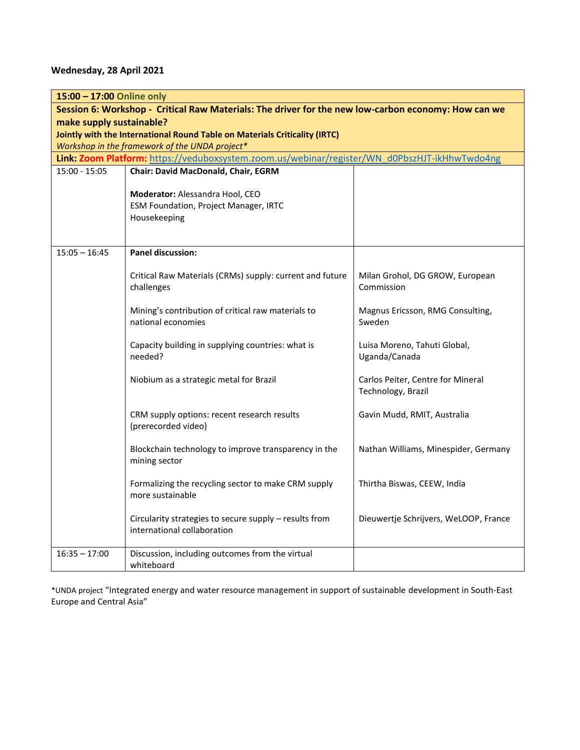**Wednesday, 28 April 2021**

| **15:00 – 17:00 Online only** | | |
|---|---|---|
| **Session 6: Workshop - Critical Raw Materials: The driver for the new low-carbon economy: How can we make supply sustainable?** **Jointly with the International Round Table on Materials Criticality (IRTC)** *Workshop in the framework of the UNDA project** | | |
| **Link: Zoom Platform:** https://veduboxsystem.zoom.us/webinar/register/WN_d0PbszHJT-ikHhwTwdo4ng | | |
| 15:00 - 15:05 | **Chair: David MacDonald, Chair, EGRM**<br><br>**Moderator:** Alessandra Hool, CEO ESM Foundation, Project Manager, IRTC<br>Housekeeping | |
| 15:05 – 16:45 | **Panel discussion:** | |
| | Critical Raw Materials (CRMs) supply: current and future challenges | Milan Grohol, DG GROW, European Commission |
| | Mining's contribution of critical raw materials to national economies | Magnus Ericsson, RMG Consulting, Sweden |
| | Capacity building in supplying countries: what is needed? | Luisa Moreno, Tahuti Global, Uganda/Canada |
| | Niobium as a strategic metal for Brazil | Carlos Peiter, Centre for Mineral Technology, Brazil |
| | CRM supply options: recent research results (prerecorded video) | Gavin Mudd, RMIT, Australia |
| | Blockchain technology to improve transparency in the mining sector | Nathan Williams, Minespider, Germany |
| | Formalizing the recycling sector to make CRM supply more sustainable | Thirtha Biswas, CEEW, India |
| | Circularity strategies to secure supply – results from international collaboration | Dieuwertje Schrijvers, WeLOOP, France |
| 16:35 – 17:00 | Discussion, including outcomes from the virtual whiteboard | |

*UNDA project "Integrated energy and water resource management in support of sustainable development in South-East Europe and Central Asia"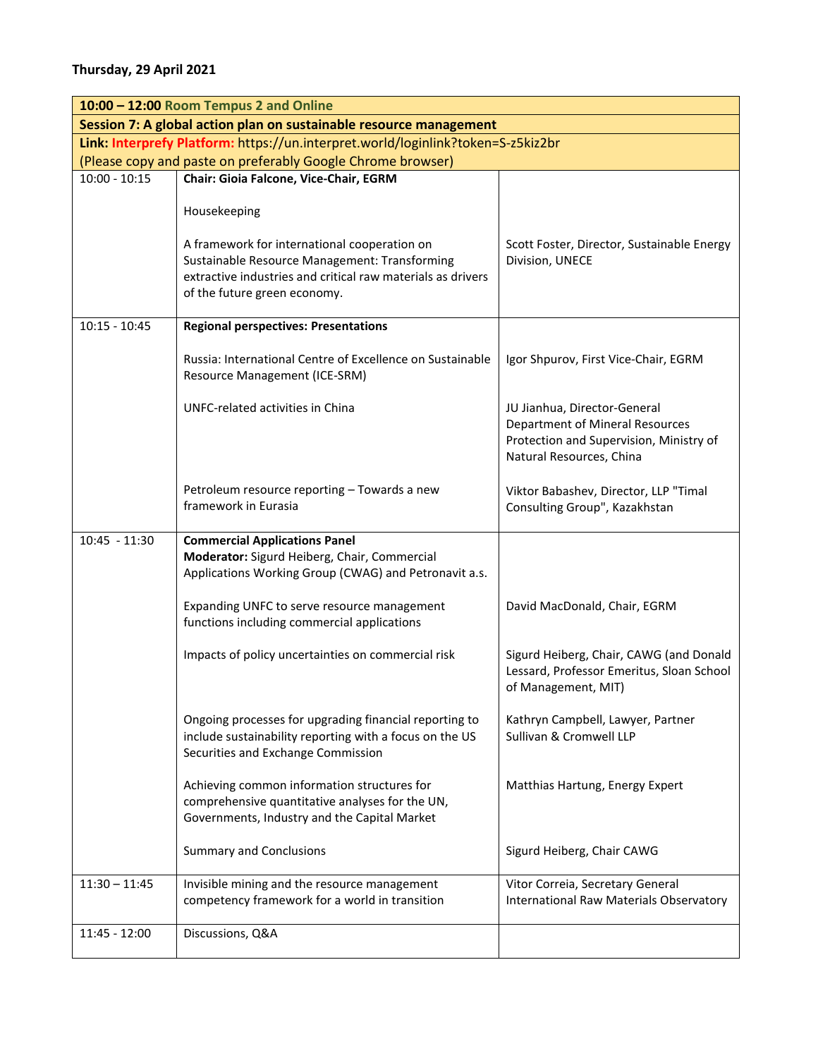**Thursday, 29 April 2021**

| **10:00 – 12:00** Room Tempus 2 and Online | | |
|---|---|---|
| **Session 7: A global action plan on sustainable resource management** | | |
| **Link:** Interprefy Platform: https://un.interpret.world/loginlink?token=S-z5kiz2br (Please copy and paste on preferably Google Chrome browser) | | |
| 10:00 - 10:15 | **Chair: Gioia Falcone, Vice-Chair, EGRM**<br><br>Housekeeping<br><br>A framework for international cooperation on Sustainable Resource Management: Transforming extractive industries and critical raw materials as drivers of the future green economy. | Scott Foster, Director, Sustainable Energy Division, UNECE |
| 10:15 - 10:45 | **Regional perspectives: Presentations**<br><br>Russia: International Centre of Excellence on Sustainable Resource Management (ICE-SRM)<br><br>UNFC-related activities in China<br><br>Petroleum resource reporting – Towards a new framework in Eurasia | Igor Shpurov, First Vice-Chair, EGRM<br><br>JU Jianhua, Director-General Department of Mineral Resources Protection and Supervision, Ministry of Natural Resources, China<br><br>Viktor Babashev, Director, LLP "Timal Consulting Group", Kazakhstan |
| 10:45 - 11:30 | **Commercial Applications Panel**<br>**Moderator:** Sigurd Heiberg, Chair, Commercial Applications Working Group (CWAG) and Petronavit a.s.<br><br>Expanding UNFC to serve resource management functions including commercial applications<br><br>Impacts of policy uncertainties on commercial risk<br><br>Ongoing processes for upgrading financial reporting to include sustainability reporting with a focus on the US Securities and Exchange Commission<br><br>Achieving common information structures for comprehensive quantitative analyses for the UN, Governments, Industry and the Capital Market<br><br>Summary and Conclusions | David MacDonald, Chair, EGRM<br><br>Sigurd Heiberg, Chair, CAWG (and Donald Lessard, Professor Emeritus, Sloan School of Management, MIT)<br><br>Kathryn Campbell, Lawyer, Partner Sullivan & Cromwell LLP<br><br>Matthias Hartung, Energy Expert<br><br>Sigurd Heiberg, Chair CAWG |
| 11:30 – 11:45 | Invisible mining and the resource management competency framework for a world in transition | Vitor Correia, Secretary General International Raw Materials Observatory |
| 11:45 - 12:00 | Discussions, Q&A | |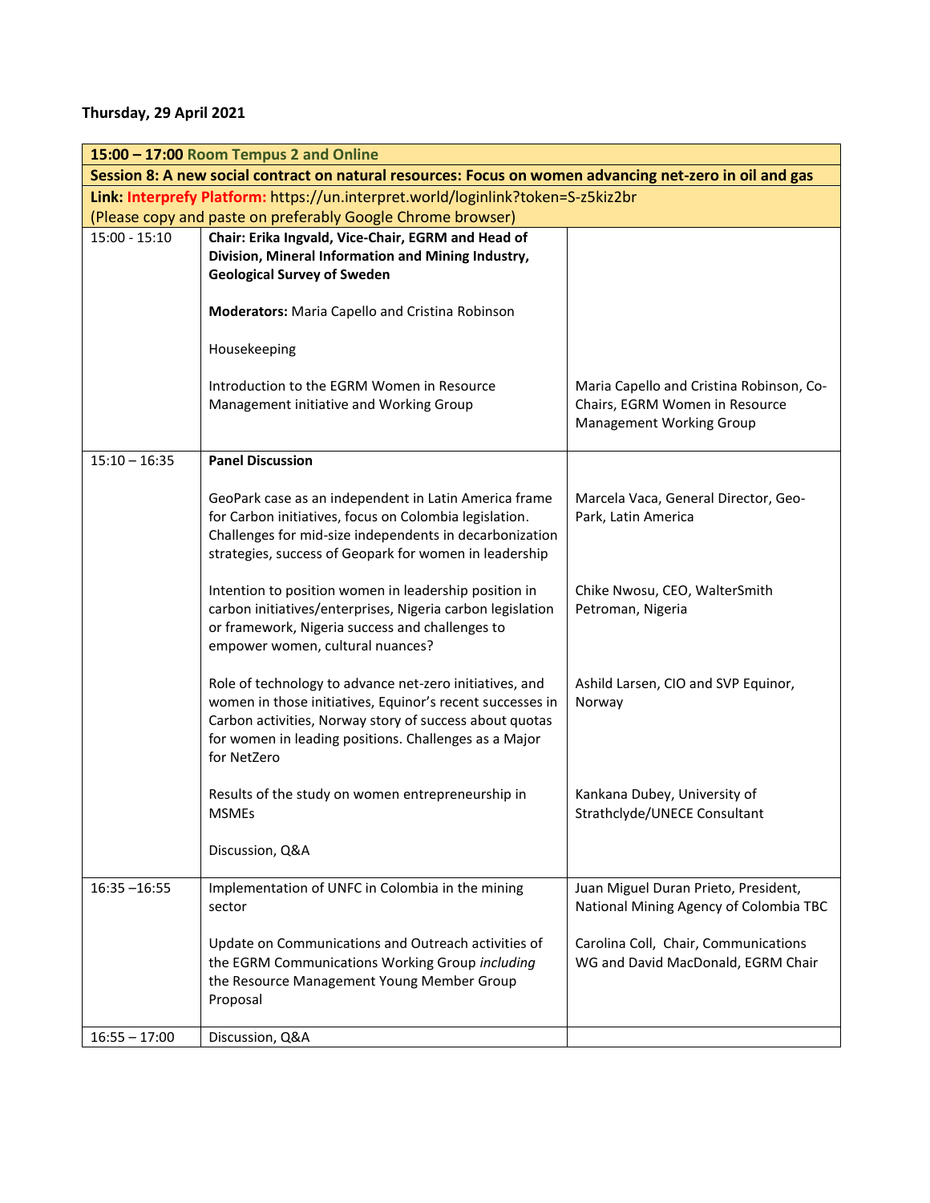**Thursday, 29 April 2021**

| **15:00 – 17:00** Room Tempus 2 and Online | | |
|---|---|---|
| **Session 8: A new social contract on natural resources: Focus on women advancing net-zero in oil and gas** | | |
| **Link: Interprefy Platform:** https://un.interpret.world/loginlink?token=S-z5kiz2br (Please copy and paste on preferably Google Chrome browser) | | |
| 15:00 - 15:10 | **Chair: Erika Ingvald, Vice-Chair, EGRM and Head of Division, Mineral Information and Mining Industry, Geological Survey of Sweden** | |
| | **Moderators:** Maria Capello and Cristina Robinson | |
| | Housekeeping | |
| | Introduction to the EGRM Women in Resource Management initiative and Working Group | Maria Capello and Cristina Robinson, Co-Chairs, EGRM Women in Resource Management Working Group |
| 15:10 – 16:35 | **Panel Discussion** | |
| | GeoPark case as an independent in Latin America frame for Carbon initiatives, focus on Colombia legislation. Challenges for mid-size independents in decarbonization strategies, success of Geopark for women in leadership | Marcela Vaca, General Director, Geo-Park, Latin America |
| | Intention to position women in leadership position in carbon initiatives/enterprises, Nigeria carbon legislation or framework, Nigeria success and challenges to empower women, cultural nuances? | Chike Nwosu, CEO, WalterSmith Petroman, Nigeria |
| | Role of technology to advance net-zero initiatives, and women in those initiatives, Equinor's recent successes in Carbon activities, Norway story of success about quotas for women in leading positions. Challenges as a Major for NetZero | Ashild Larsen, CIO and SVP Equinor, Norway |
| | Results of the study on women entrepreneurship in MSMEs | Kankana Dubey, University of Strathclyde/UNECE Consultant |
| | Discussion, Q&A | |
| 16:35 –16:55 | Implementation of UNFC in Colombia in the mining sector | Juan Miguel Duran Prieto, President, National Mining Agency of Colombia TBC |
| | Update on Communications and Outreach activities of the EGRM Communications Working Group *including* the Resource Management Young Member Group Proposal | Carolina Coll, Chair, Communications WG and David MacDonald, EGRM Chair |
| 16:55 – 17:00 | Discussion, Q&A | |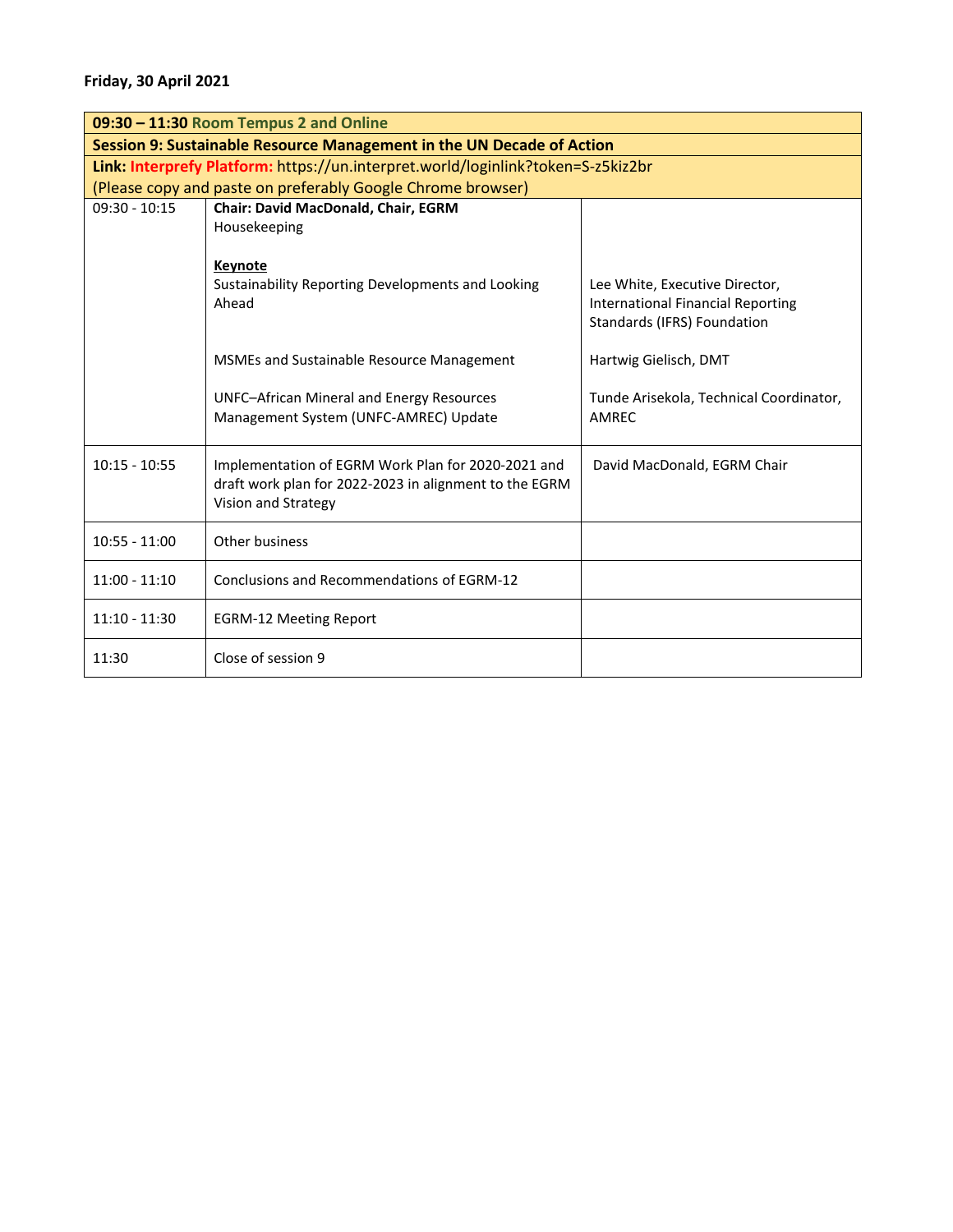**Friday, 30 April 2021**

| **09:30 – 11:30** Room Tempus 2 and Online | | |
|---|---|---|
| **Session 9: Sustainable Resource Management in the UN Decade of Action** | | |
| **Link: Interprefy Platform:** https://un.interpret.world/loginlink?token=S-z5kiz2br (Please copy and paste on preferably Google Chrome browser) | | |
| 09:30 - 10:15 | **Chair: David MacDonald, Chair, EGRM**<br>Housekeeping<br><br>**Keynote**<br>Sustainability Reporting Developments and Looking Ahead<br><br>MSMEs and Sustainable Resource Management<br><br>UNFC–African Mineral and Energy Resources Management System (UNFC-AMREC) Update | <br><br><br><br>Lee White, Executive Director, International Financial Reporting Standards (IFRS) Foundation<br><br>Hartwig Gielisch, DMT<br><br>Tunde Arisekola, Technical Coordinator, AMREC |
| 10:15 - 10:55 | Implementation of EGRM Work Plan for 2020-2021 and draft work plan for 2022-2023 in alignment to the EGRM Vision and Strategy | David MacDonald, EGRM Chair |
| 10:55 - 11:00 | Other business | |
| 11:00 - 11:10 | Conclusions and Recommendations of EGRM-12 | |
| 11:10 - 11:30 | EGRM-12 Meeting Report | |
| 11:30 | Close of session 9 | |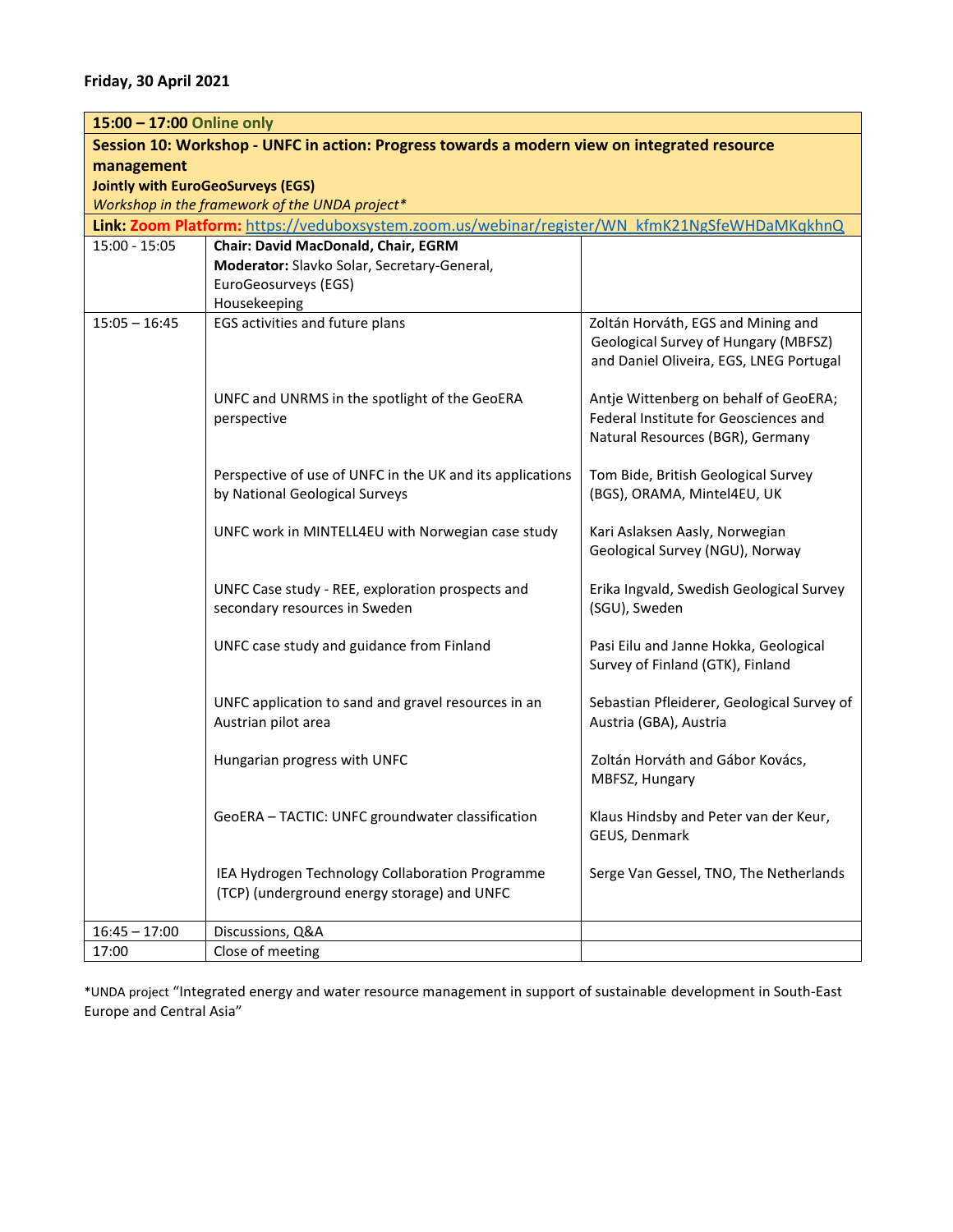**Friday, 30 April 2021**

| | | |
|---|---|---|
| **15:00 – 17:00 Online only** | | |
| **Session 10: Workshop - UNFC in action: Progress towards a modern view on integrated resource management**<br>**Jointly with EuroGeoSurveys (EGS)**<br>*Workshop in the framework of the UNDA project** | | |
| **Link: Zoom Platform:** https://veduboxsystem.zoom.us/webinar/register/WN_kfmK21NgSfeWHDaMKqkhnQ | | |
| 15:00 - 15:05 | **Chair: David MacDonald, Chair, EGRM**<br>**Moderator:** Slavko Solar, Secretary-General, EuroGeosurveys (EGS)<br>Housekeeping | |
| 15:05 – 16:45 | EGS activities and future plans | Zoltán Horváth, EGS and Mining and Geological Survey of Hungary (MBFSZ) and Daniel Oliveira, EGS, LNEG Portugal |
| | UNFC and UNRMS in the spotlight of the GeoERA perspective | Antje Wittenberg on behalf of GeoERA; Federal Institute for Geosciences and Natural Resources (BGR), Germany |
| | Perspective of use of UNFC in the UK and its applications by National Geological Surveys | Tom Bide, British Geological Survey (BGS), ORAMA, Mintel4EU, UK |
| | UNFC work in MINTELL4EU with Norwegian case study | Kari Aslaksen Aasly, Norwegian Geological Survey (NGU), Norway |
| | UNFC Case study - REE, exploration prospects and secondary resources in Sweden | Erika Ingvald, Swedish Geological Survey (SGU), Sweden |
| | UNFC case study and guidance from Finland | Pasi Eilu and Janne Hokka, Geological Survey of Finland (GTK), Finland |
| | UNFC application to sand and gravel resources in an Austrian pilot area | Sebastian Pfleiderer, Geological Survey of Austria (GBA), Austria |
| | Hungarian progress with UNFC | Zoltán Horváth and Gábor Kovács, MBFSZ, Hungary |
| | GeoERA – TACTIC: UNFC groundwater classification | Klaus Hindsby and Peter van der Keur, GEUS, Denmark |
| | IEA Hydrogen Technology Collaboration Programme (TCP) (underground energy storage) and UNFC | Serge Van Gessel, TNO, The Netherlands |
| 16:45 – 17:00 | Discussions, Q&A | |
| 17:00 | Close of meeting | |

*UNDA project "Integrated energy and water resource management in support of sustainable development in South-East Europe and Central Asia"